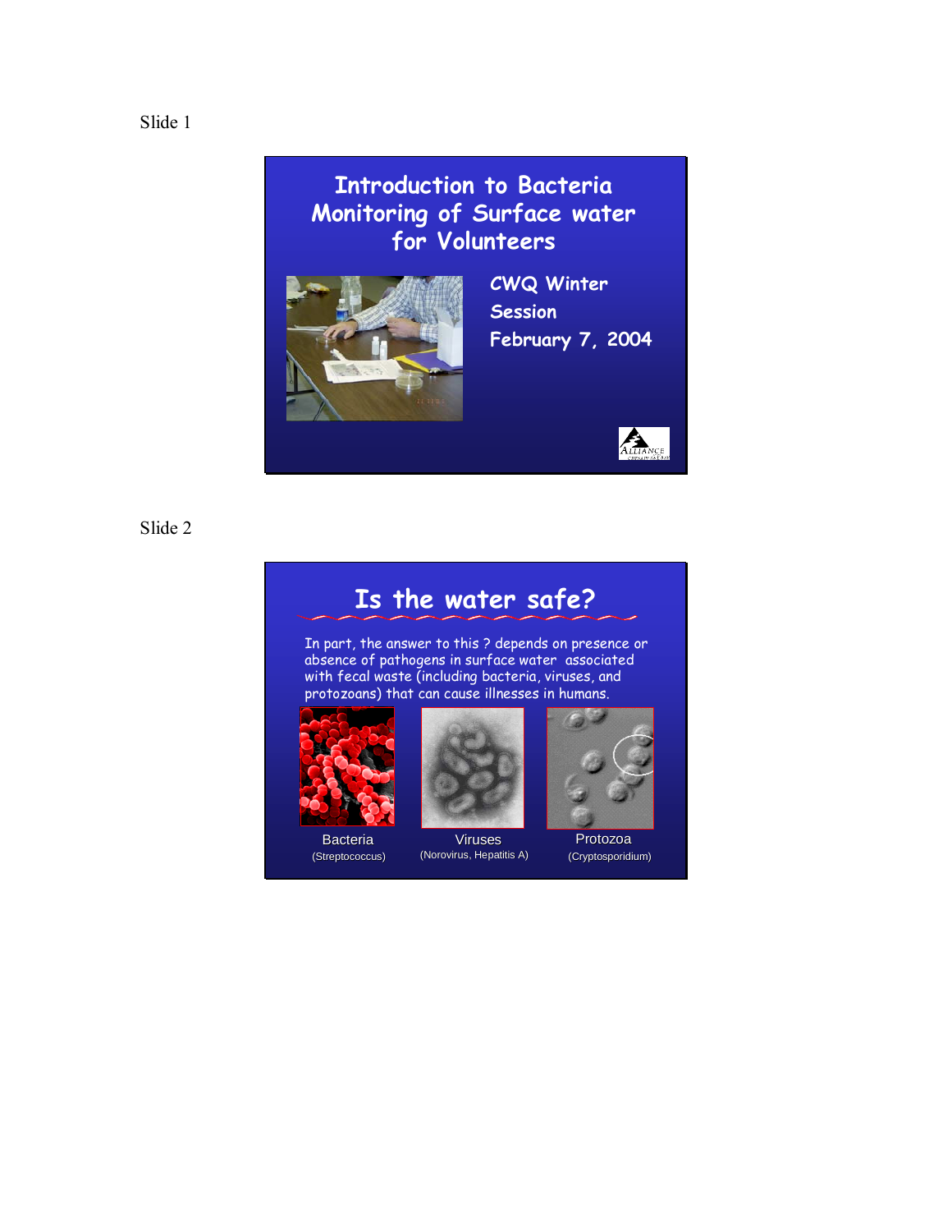Slide 1

# Introduction to Bacteria Monitoring of Surface water for Volunteers

CWQ Winter Session

February 7, 2004

Slide 2

## Is the water safe?

In part, the answer to this ? depends on presence or absence of pathogens in surface water associated with fecal waste (including bacteria, viruses, and protozoans) that can cause illnesses in humans.

Bacteria
(Streptococcus)

Viruses
(Norovirus, Hepatitis A)

Protozoa
(Cryptosporidium)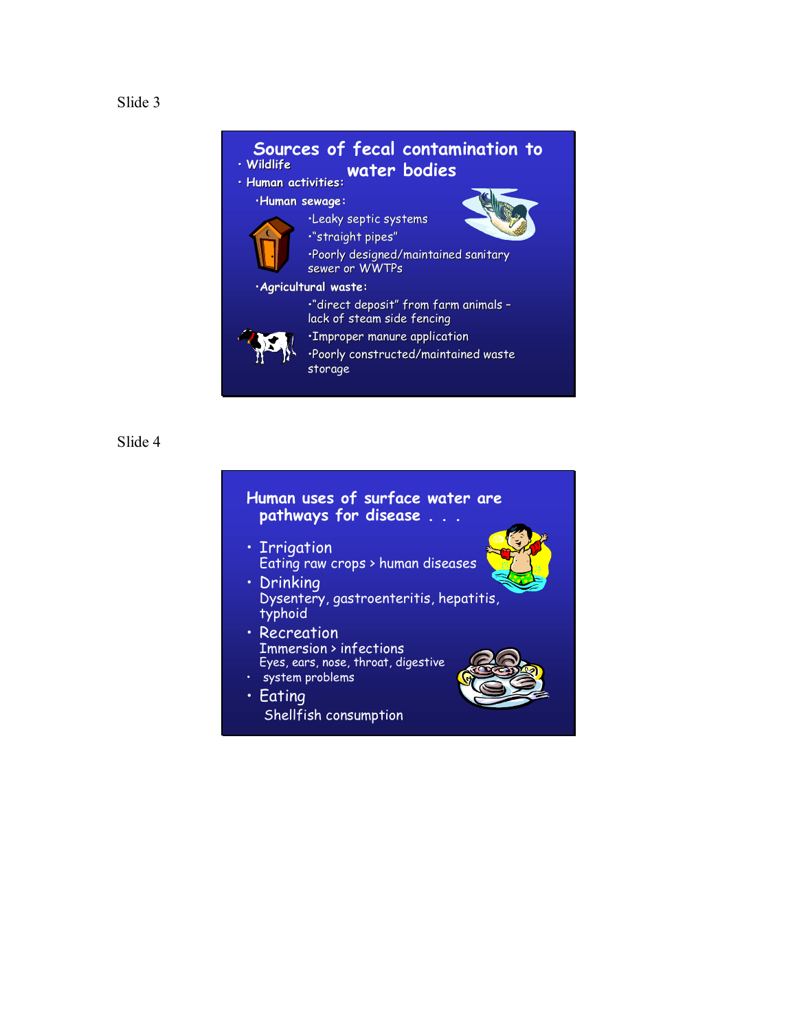Slide 3

## Sources of fecal contamination to water bodies

- Wildlife
- Human activities:
  - Human sewage:
    - Leaky septic systems
    - "straight pipes"
    - Poorly designed/maintained sanitary sewer or WWTPs
  - Agricultural waste:
    - "direct deposit" from farm animals – lack of steam side fencing
    - Improper manure application
    - Poorly constructed/maintained waste storage

Slide 4

## Human uses of surface water are pathways for disease . . .

- Irrigation
  Eating raw crops > human diseases
- Drinking
  Dysentery, gastroenteritis, hepatitis, typhoid
- Recreation
  Immersion > infections
  Eyes, ears, nose, throat, digestive
- system problems
- Eating
  Shellfish consumption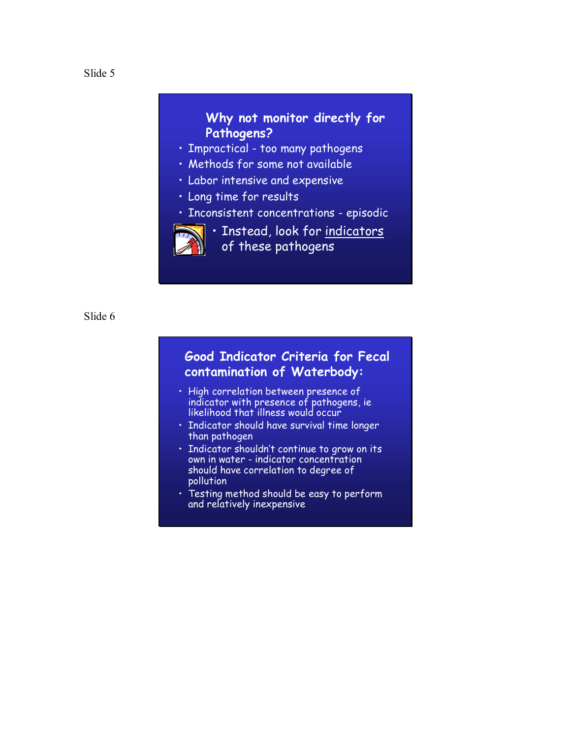Slide 5

## Why not monitor directly for Pathogens?

- Impractical - too many pathogens
- Methods for some not available
- Labor intensive and expensive
- Long time for results
- Inconsistent concentrations - episodic
  - Instead, look for indicators of these pathogens

Slide 6

## Good Indicator Criteria for Fecal contamination of Waterbody:

- High correlation between presence of indicator with presence of pathogens, ie likelihood that illness would occur
- Indicator should have survival time longer than pathogen
- Indicator shouldn't continue to grow on its own in water - indicator concentration should have correlation to degree of pollution
- Testing method should be easy to perform and relatively inexpensive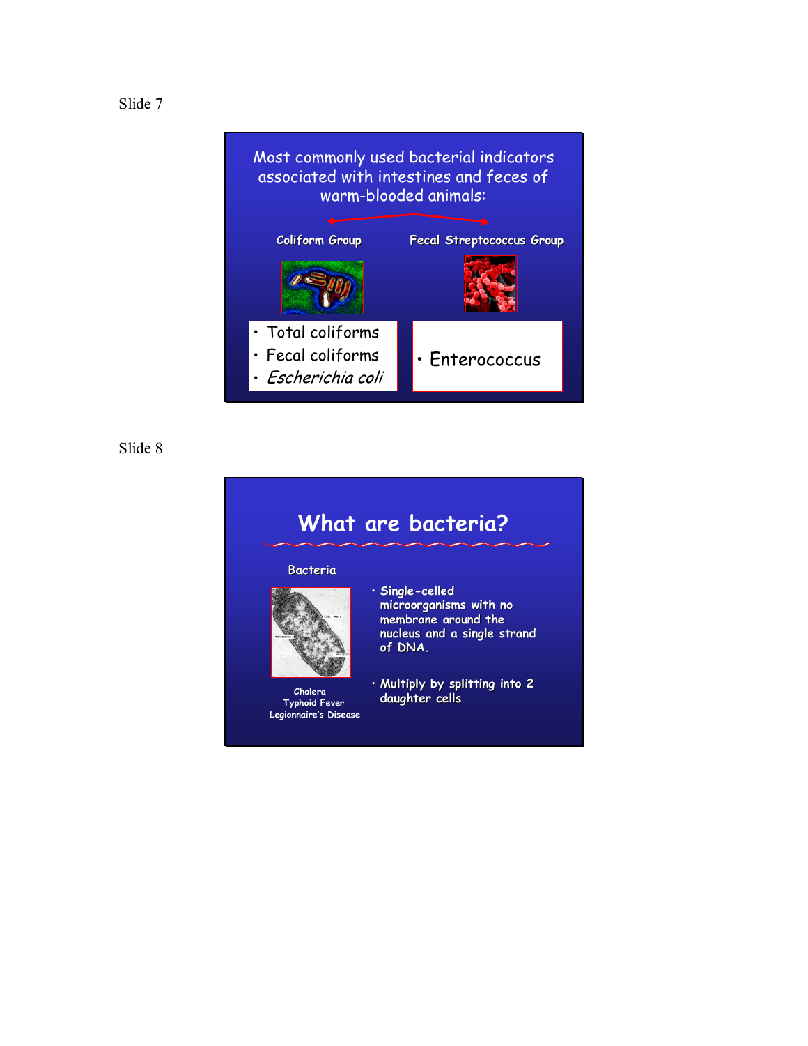Slide 7

Most commonly used bacterial indicators associated with intestines and feces of warm-blooded animals:

**Coliform Group**

- Total coliforms
- Fecal coliforms
- *Escherichia coli*

**Fecal Streptococcus Group**

- Enterococcus

Slide 8

# What are bacteria?

**Bacteria**

- Single-celled microorganisms with no membrane around the nucleus and a single strand of DNA.
- Multiply by splitting into 2 daughter cells

Cholera
Typhoid Fever
Legionnaire's Disease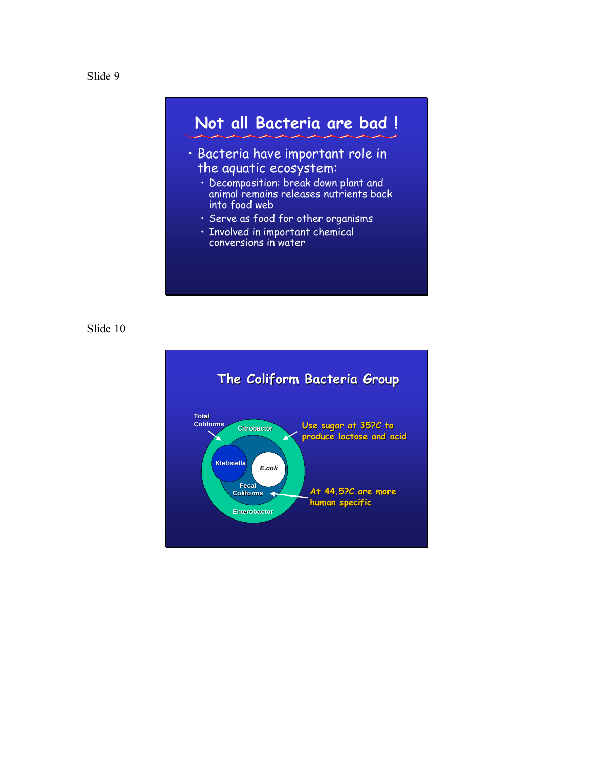Slide 9

## Not all Bacteria are bad !

- Bacteria have important role in the aquatic ecosystem:
  - Decomposition: break down plant and animal remains releases nutrients back into food web
  - Serve as food for other organisms
  - Involved in important chemical conversions in water

Slide 10

## The Coliform Bacteria Group

Total Coliforms

Citrobacter

Klebsiella

E.coli

Fecal Coliforms

Enterobactor

Use sugar at 35?C to produce lactose and acid

At 44.5?C are more human specific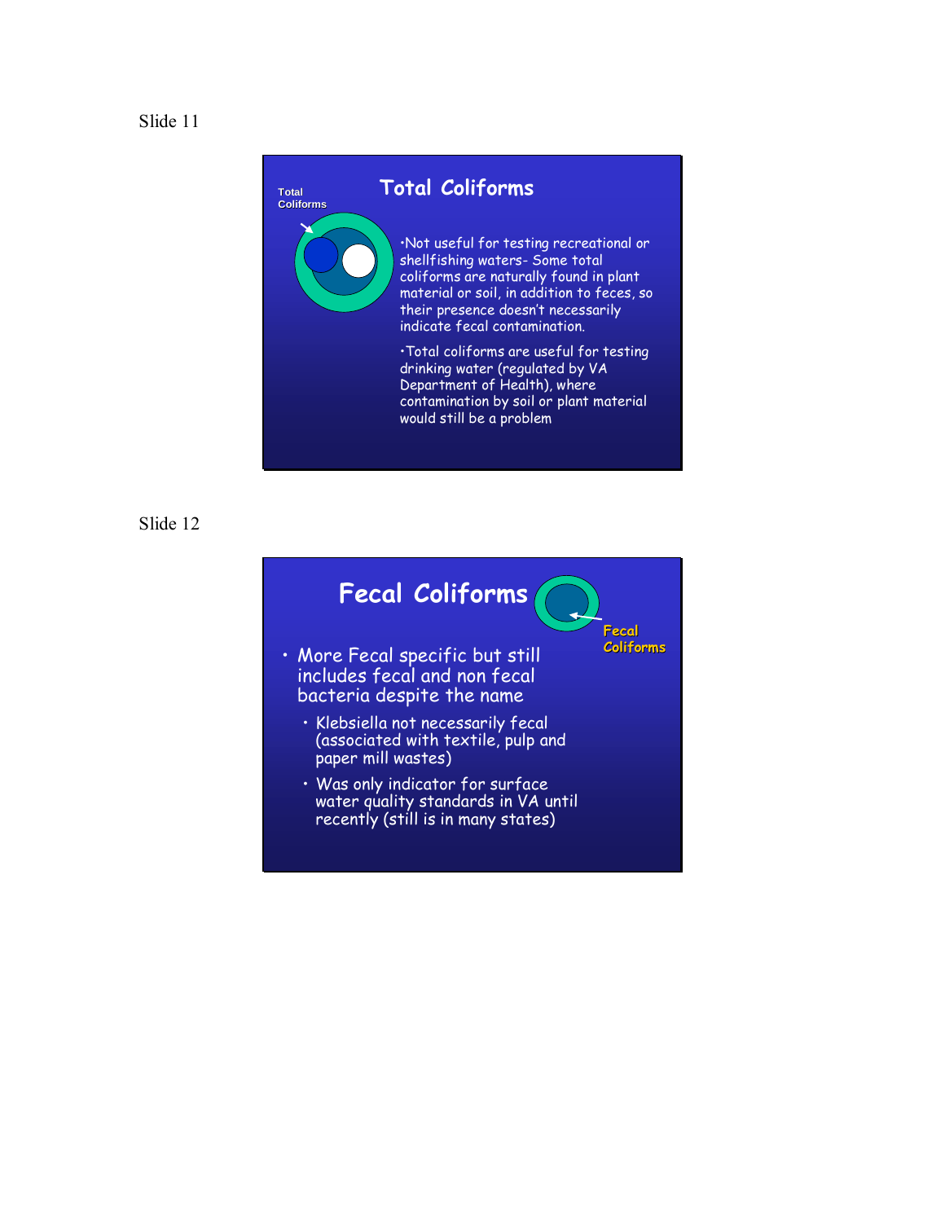Slide 11

## Total Coliforms

Total Coliforms

- Not useful for testing recreational or shellfishing waters- Some total coliforms are naturally found in plant material or soil, in addition to feces, so their presence doesn't necessarily indicate fecal contamination.
- Total coliforms are useful for testing drinking water (regulated by VA Department of Health), where contamination by soil or plant material would still be a problem

Slide 12

## Fecal Coliforms

Fecal Coliforms

- More Fecal specific but still includes fecal and non fecal bacteria despite the name
  - Klebsiella not necessarily fecal (associated with textile, pulp and paper mill wastes)
  - Was only indicator for surface water quality standards in VA until recently (still is in many states)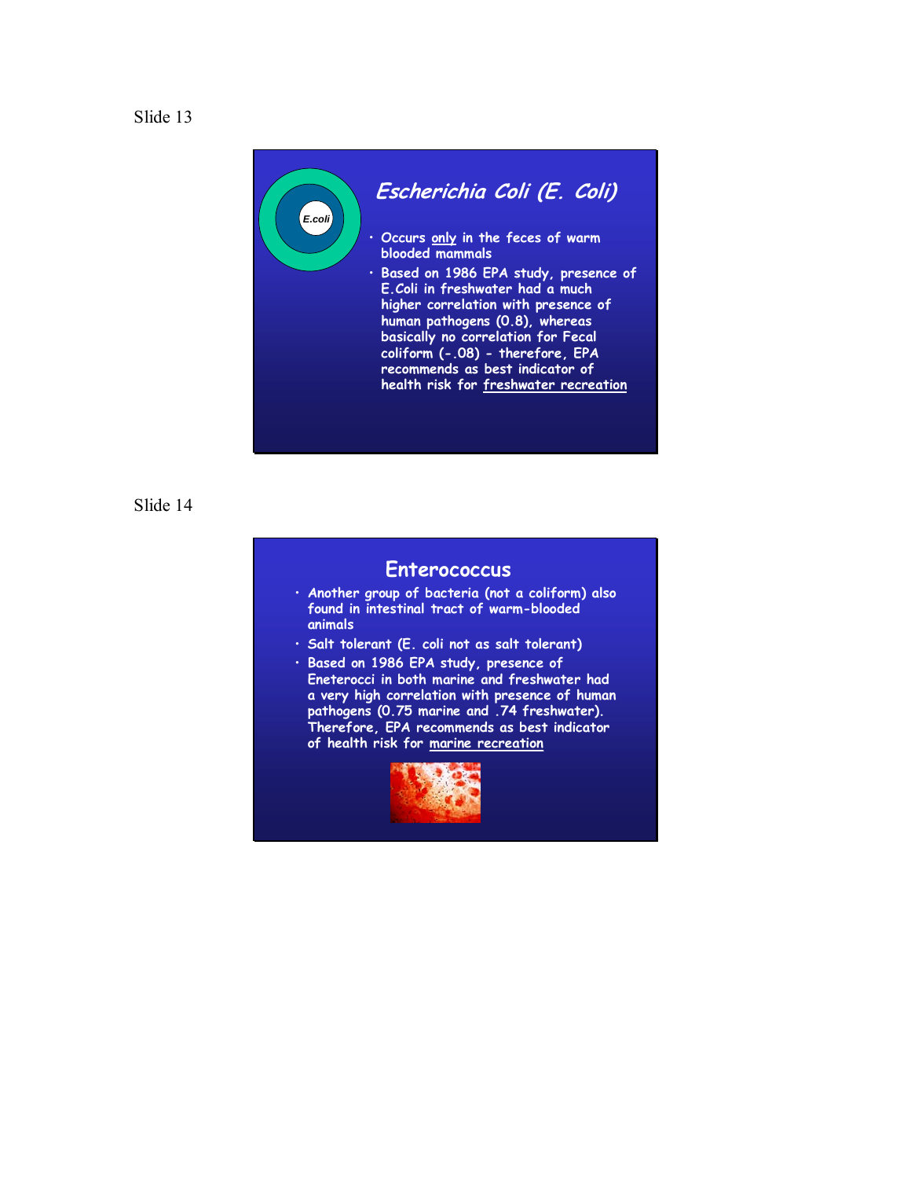Slide 13

## *Escherichia Coli (E. Coli)*

- Occurs only in the feces of warm blooded mammals
- Based on 1986 EPA study, presence of E.Coli in freshwater had a much higher correlation with presence of human pathogens (0.8), whereas basically no correlation for Fecal coliform (-.08) - therefore, EPA recommends as best indicator of health risk for freshwater recreation

Slide 14

## Enterococcus

- Another group of bacteria (not a coliform) also found in intestinal tract of warm-blooded animals
- Salt tolerant (E. coli not as salt tolerant)
- Based on 1986 EPA study, presence of Eneterocci in both marine and freshwater had a very high correlation with presence of human pathogens (0.75 marine and .74 freshwater). Therefore, EPA recommends as best indicator of health risk for marine recreation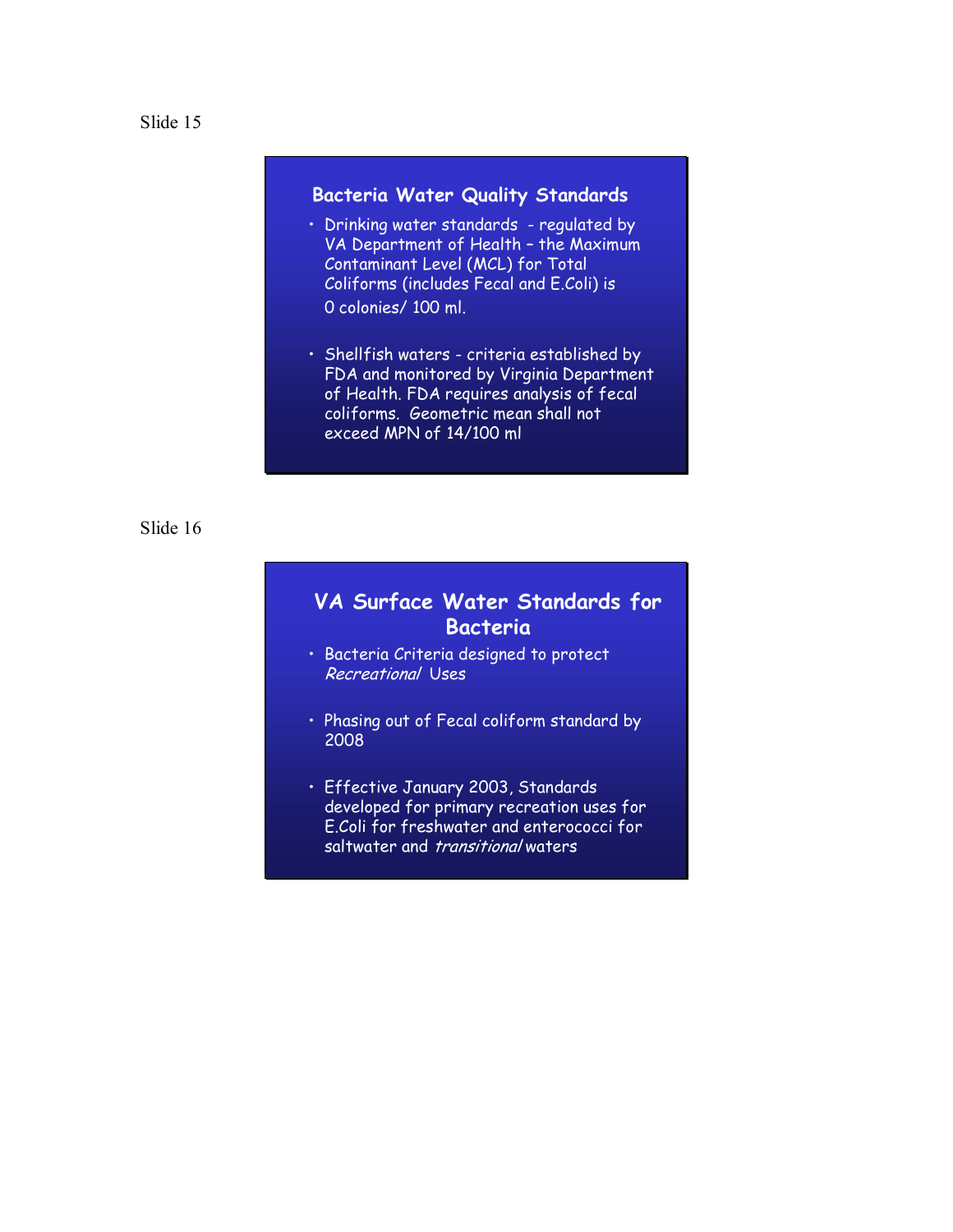Slide 15

## Bacteria Water Quality Standards

- Drinking water standards - regulated by VA Department of Health – the Maximum Contaminant Level (MCL) for Total Coliforms (includes Fecal and E.Coli) is 0 colonies/ 100 ml.
- Shellfish waters - criteria established by FDA and monitored by Virginia Department of Health. FDA requires analysis of fecal coliforms. Geometric mean shall not exceed MPN of 14/100 ml

Slide 16

## VA Surface Water Standards for Bacteria

- Bacteria Criteria designed to protect *Recreational* Uses
- Phasing out of Fecal coliform standard by 2008
- Effective January 2003, Standards developed for primary recreation uses for E.Coli for freshwater and enterococci for saltwater and *transitional* waters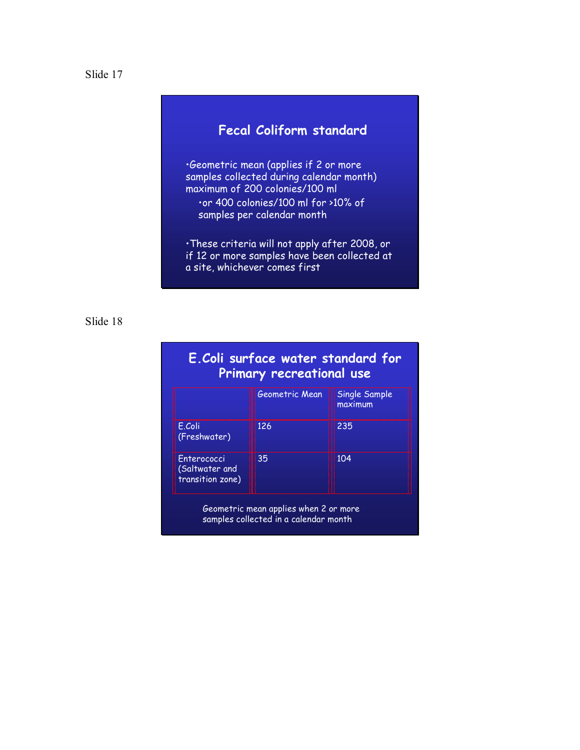Slide 17

## Fecal Coliform standard

- Geometric mean (applies if 2 or more samples collected during calendar month) maximum of 200 colonies/100 ml
  - or 400 colonies/100 ml for >10% of samples per calendar month
- These criteria will not apply after 2008, or if 12 or more samples have been collected at a site, whichever comes first

Slide 18

## E.Coli surface water standard for Primary recreational use

| | Geometric Mean | Single Sample maximum |
|---|---|---|
| E.Coli (Freshwater) | 126 | 235 |
| Enterococci (Saltwater and transition zone) | 35 | 104 |

Geometric mean applies when 2 or more samples collected in a calendar month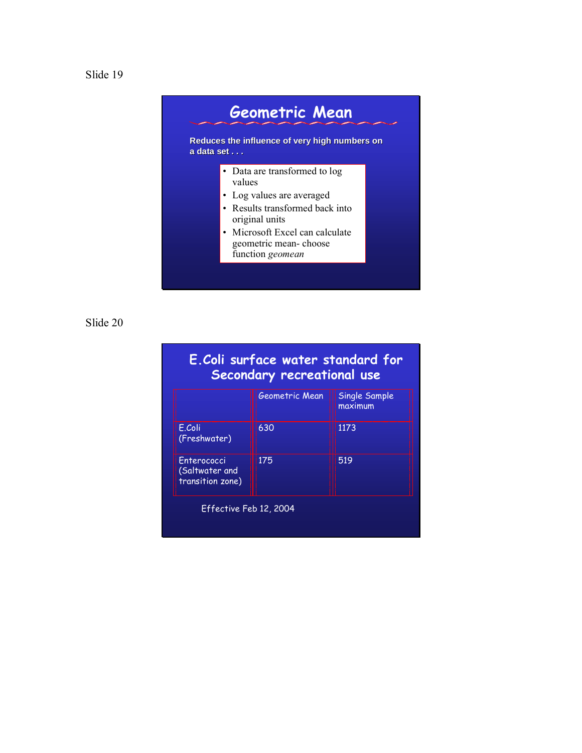Slide 19

## Geometric Mean

**Reduces the influence of very high numbers on a data set . . .**

- Data are transformed to log values
- Log values are averaged
- Results transformed back into original units
- Microsoft Excel can calculate geometric mean- choose function *geomean*

Slide 20

## E.Coli surface water standard for Secondary recreational use

| | Geometric Mean | Single Sample maximum |
|---|---|---|
| E.Coli (Freshwater) | 630 | 1173 |
| Enterococci (Saltwater and transition zone) | 175 | 519 |

Effective Feb 12, 2004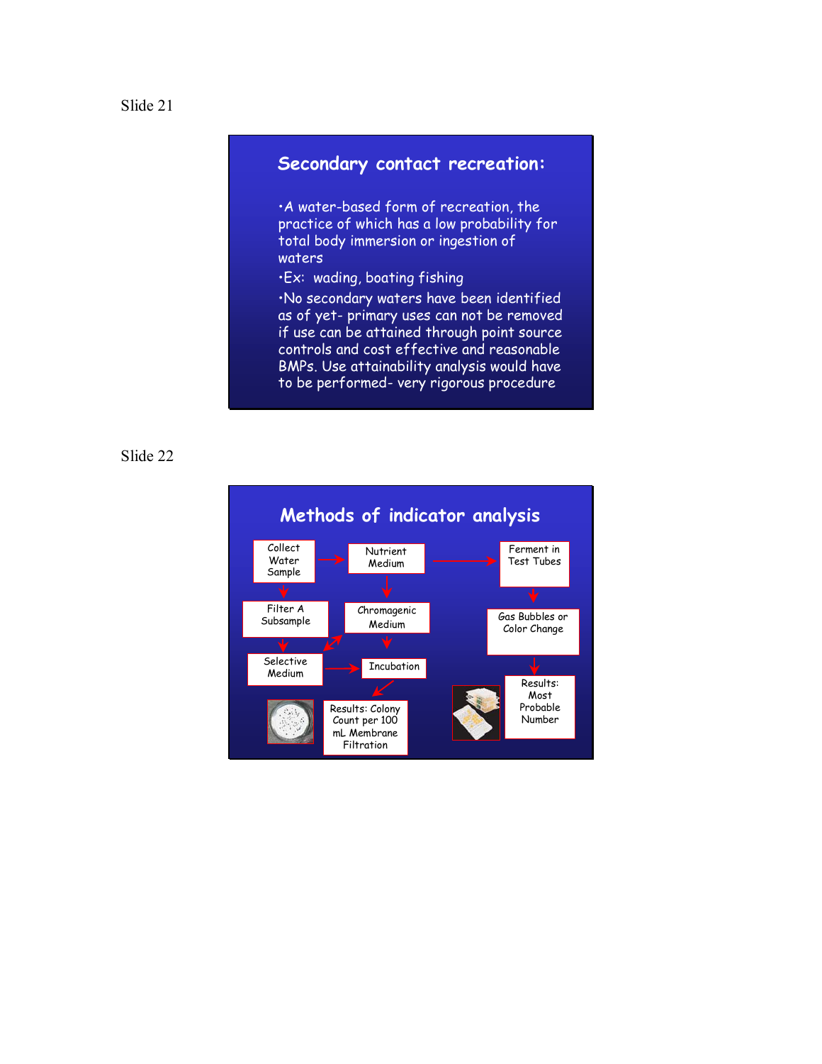Slide 21

## Secondary contact recreation:

- A water-based form of recreation, the practice of which has a low probability for total body immersion or ingestion of waters
- Ex: wading, boating fishing
- No secondary waters have been identified as of yet- primary uses can not be removed if use can be attained through point source controls and cost effective and reasonable BMPs. Use attainability analysis would have to be performed- very rigorous procedure

Slide 22

## Methods of indicator analysis

Collect Water Sample → Nutrient Medium → Ferment in Test Tubes → Gas Bubbles or Color Change → Results: Most Probable Number

Collect Water Sample → Filter A Subsample → Selective Medium → Incubation → Results: Colony Count per 100 mL Membrane Filtration

Nutrient Medium → Chromagenic Medium → Incubation

Selective Medium ↔ Chromagenic Medium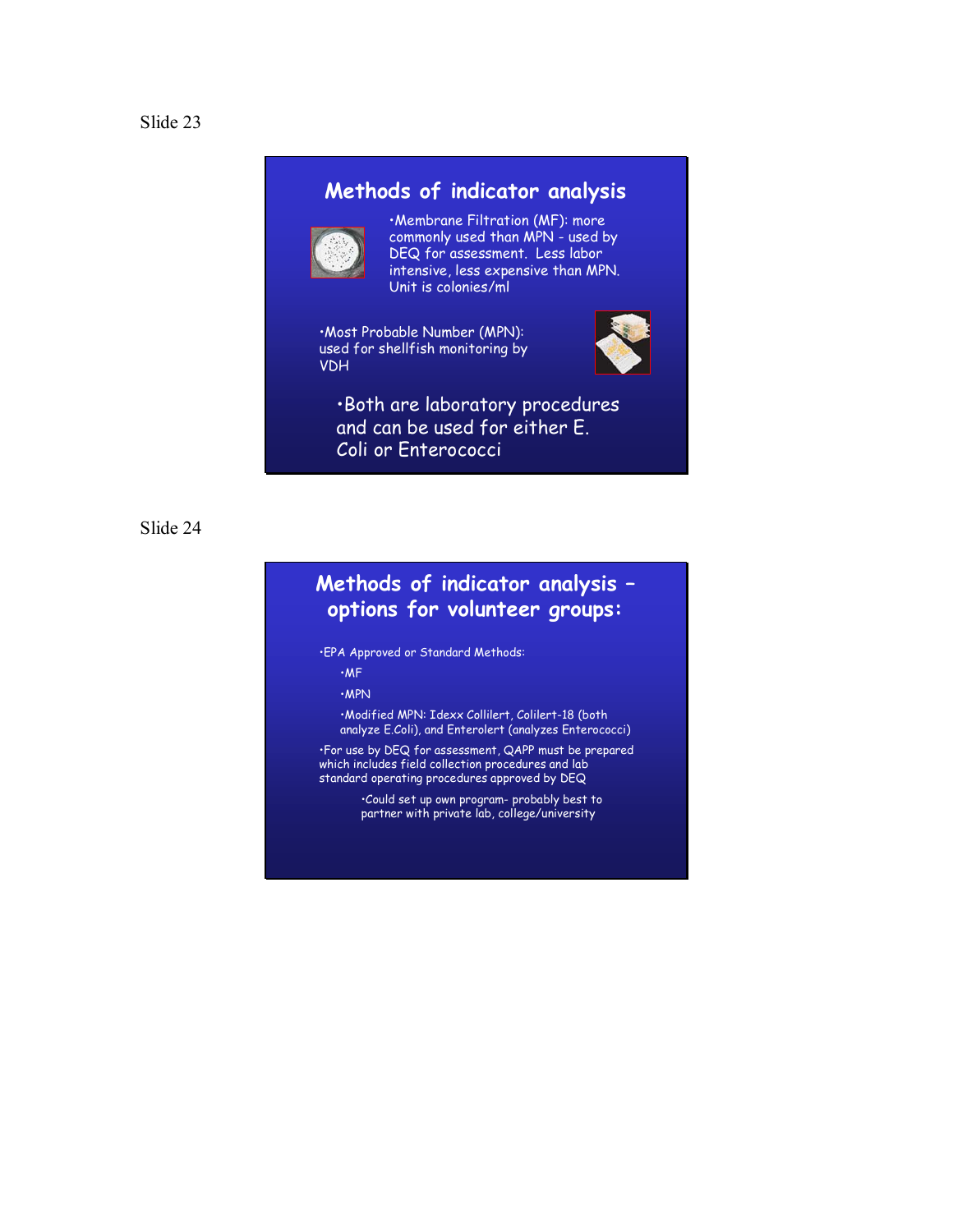Slide 23

## Methods of indicator analysis

- Membrane Filtration (MF): more commonly used than MPN - used by DEQ for assessment. Less labor intensive, less expensive than MPN. Unit is colonies/ml

- Most Probable Number (MPN): used for shellfish monitoring by VDH

- Both are laboratory procedures and can be used for either E. Coli or Enterococci

Slide 24

## Methods of indicator analysis – options for volunteer groups:

- EPA Approved or Standard Methods:
  - MF
  - MPN
  - Modified MPN: Idexx Collilert, Colilert-18 (both analyze E.Coli), and Enterolert (analyzes Enterococci)
- For use by DEQ for assessment, QAPP must be prepared which includes field collection procedures and lab standard operating procedures approved by DEQ
  - Could set up own program- probably best to partner with private lab, college/university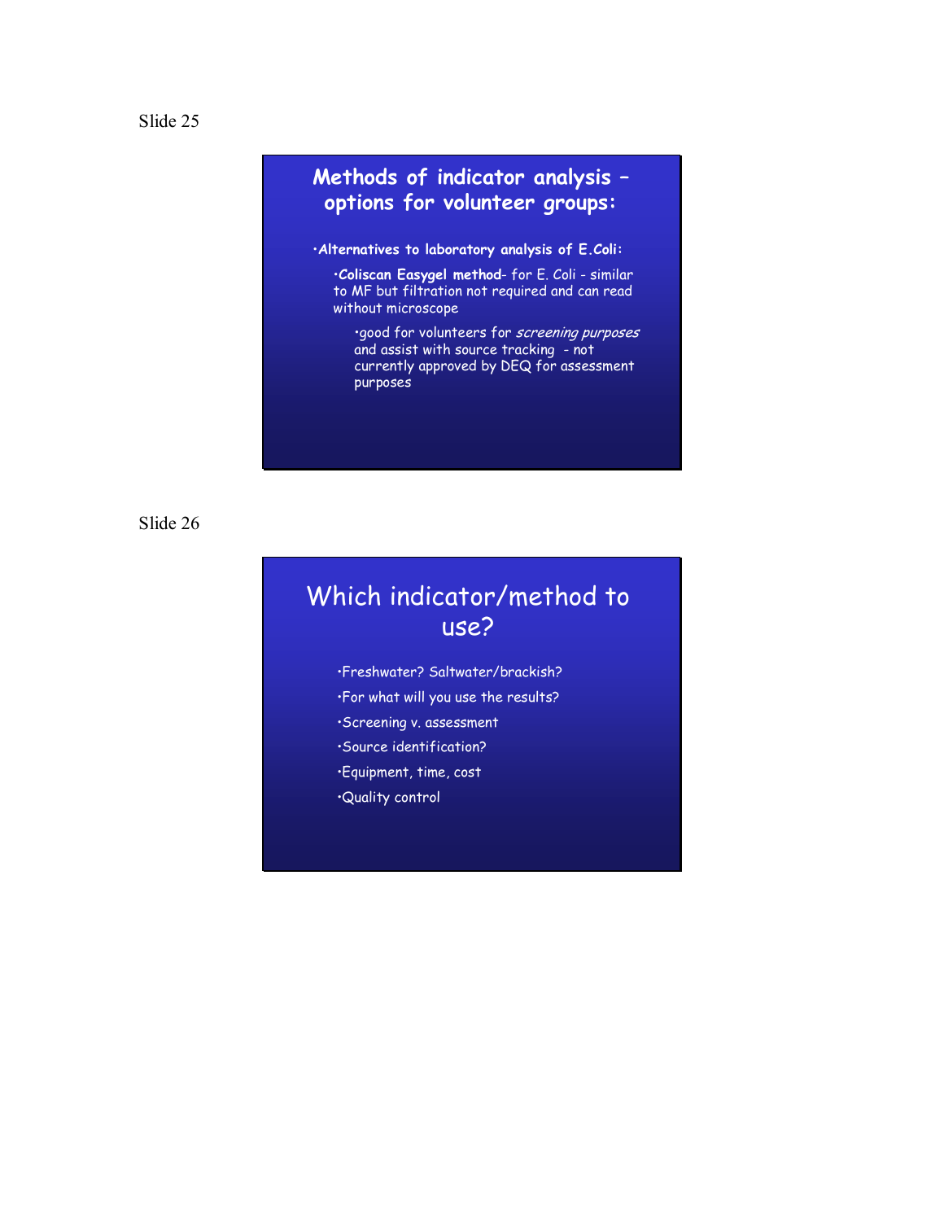Slide 25

## Methods of indicator analysis – options for volunteer groups:

- **Alternatives to laboratory analysis of E.Coli:**
  - **Coliscan Easygel method**- for E. Coli - similar to MF but filtration not required and can read without microscope
    - good for volunteers for *screening purposes* and assist with source tracking - not currently approved by DEQ for assessment purposes

Slide 26

## Which indicator/method to use?

- Freshwater? Saltwater/brackish?
- For what will you use the results?
- Screening v. assessment
- Source identification?
- Equipment, time, cost
- Quality control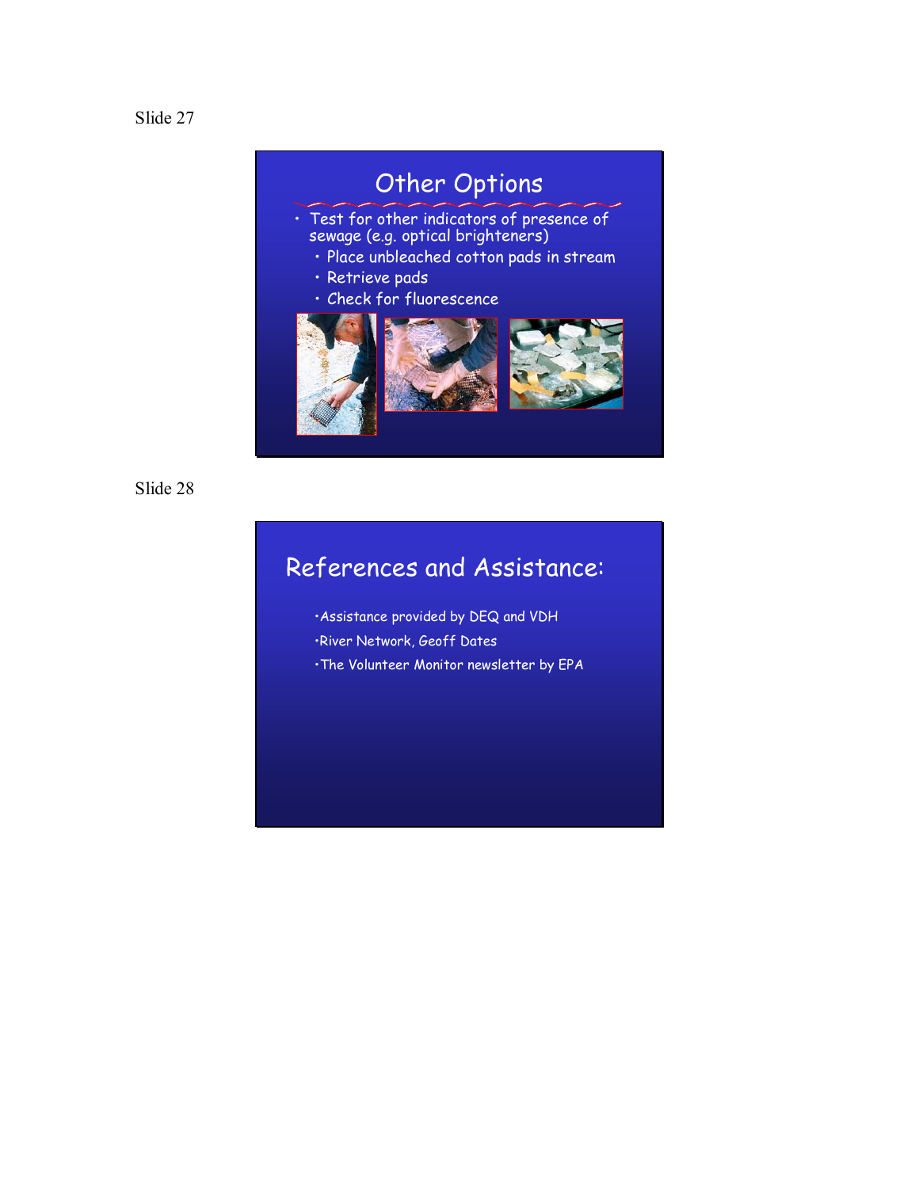Slide 27

## Other Options

- Test for other indicators of presence of sewage (e.g. optical brighteners)
  - Place unbleached cotton pads in stream
  - Retrieve pads
  - Check for fluorescence

Slide 28

## References and Assistance:

- Assistance provided by DEQ and VDH
- River Network, Geoff Dates
- The Volunteer Monitor newsletter by EPA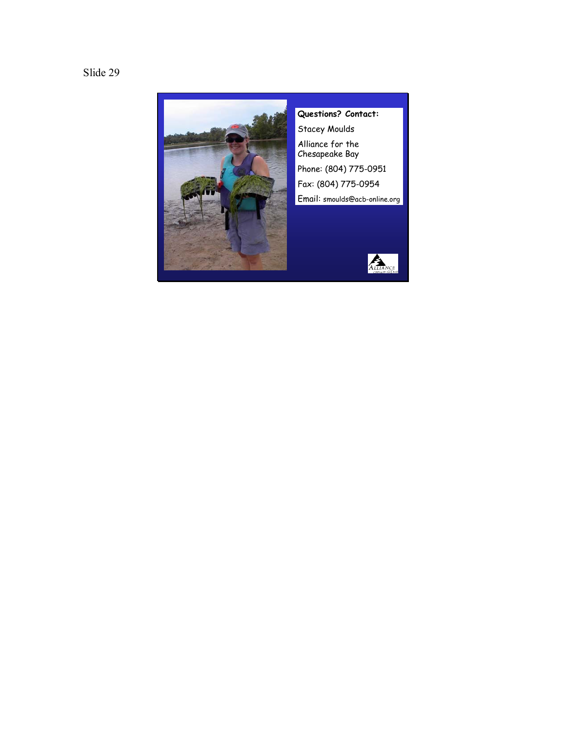Slide 29

**Questions? Contact:**

Stacey Moulds

Alliance for the Chesapeake Bay

Phone: (804) 775-0951

Fax: (804) 775-0954

Email: smoulds@acb-online.org